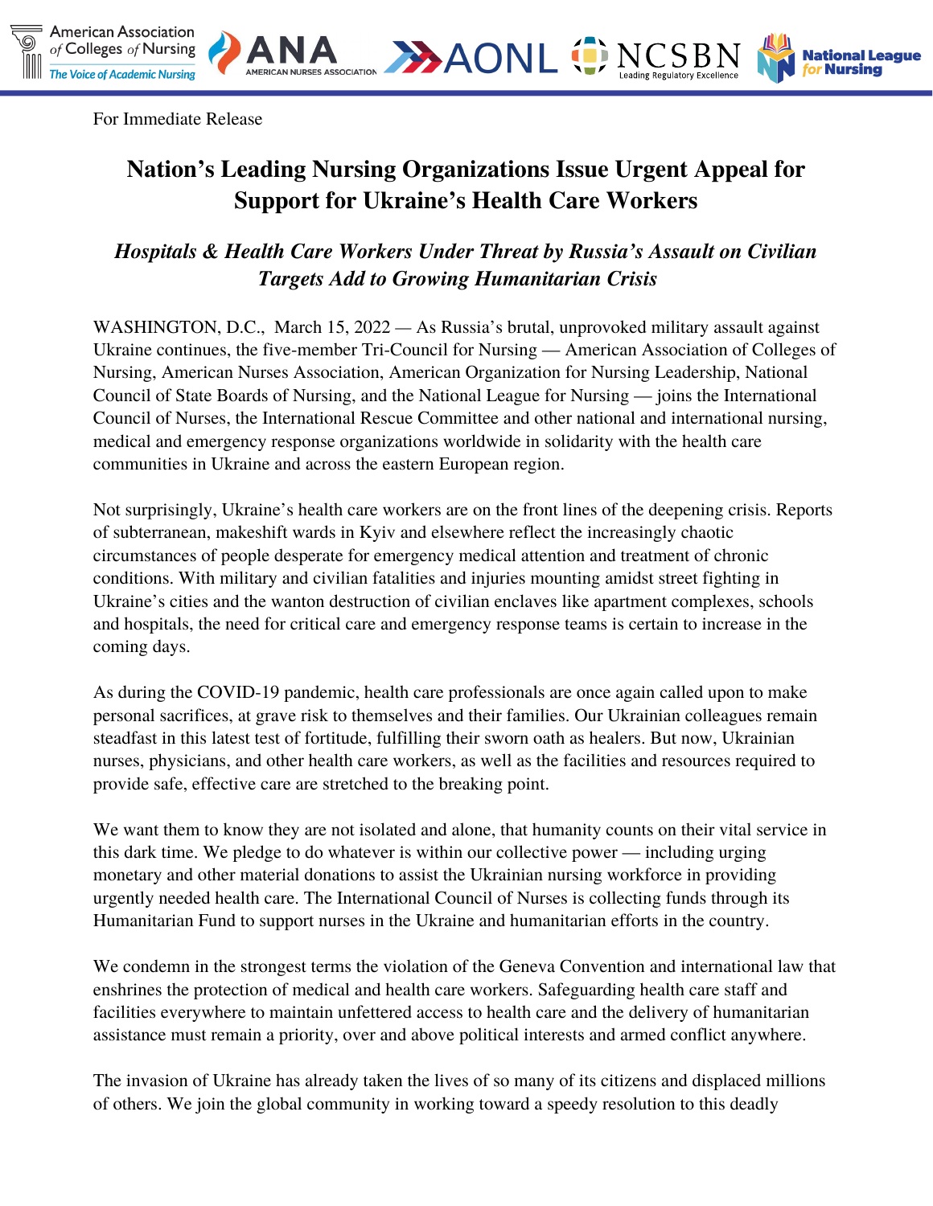For Immediate Release

# Nation's Leading Nursing Organizations Issue Urgent Appeal for Support for Ukraine's Health Care Workers

## *Hospitals & Health Care Workers Under Threat by Russia's Assault on Civilian Targets Add to Growing Humanitarian Crisis*

WASHINGTON, D.C., March 15, 2022 — As Russia's brutal, unprovoked military assault against Ukraine continues, the five-member Tri-Council for Nursing — American Association of Colleges of Nursing, American Nurses Association, American Organization for Nursing Leadership, National Council of State Boards of Nursing, and the National League for Nursing — joins the International Council of Nurses, the International Rescue Committee and other national and international nursing, medical and emergency response organizations worldwide in solidarity with the health care communities in Ukraine and across the eastern European region.

Not surprisingly, Ukraine's health care workers are on the front lines of the deepening crisis. Reports of subterranean, makeshift wards in Kyiv and elsewhere reflect the increasingly chaotic circumstances of people desperate for emergency medical attention and treatment of chronic conditions. With military and civilian fatalities and injuries mounting amidst street fighting in Ukraine's cities and the wanton destruction of civilian enclaves like apartment complexes, schools and hospitals, the need for critical care and emergency response teams is certain to increase in the coming days.

As during the COVID-19 pandemic, health care professionals are once again called upon to make personal sacrifices, at grave risk to themselves and their families. Our Ukrainian colleagues remain steadfast in this latest test of fortitude, fulfilling their sworn oath as healers. But now, Ukrainian nurses, physicians, and other health care workers, as well as the facilities and resources required to provide safe, effective care are stretched to the breaking point.

We want them to know they are not isolated and alone, that humanity counts on their vital service in this dark time. We pledge to do whatever is within our collective power — including urging monetary and other material donations to assist the Ukrainian nursing workforce in providing urgently needed health care. The International Council of Nurses is collecting funds through its Humanitarian Fund to support nurses in the Ukraine and humanitarian efforts in the country.

We condemn in the strongest terms the violation of the Geneva Convention and international law that enshrines the protection of medical and health care workers. Safeguarding health care staff and facilities everywhere to maintain unfettered access to health care and the delivery of humanitarian assistance must remain a priority, over and above political interests and armed conflict anywhere.

The invasion of Ukraine has already taken the lives of so many of its citizens and displaced millions of others. We join the global community in working toward a speedy resolution to this deadly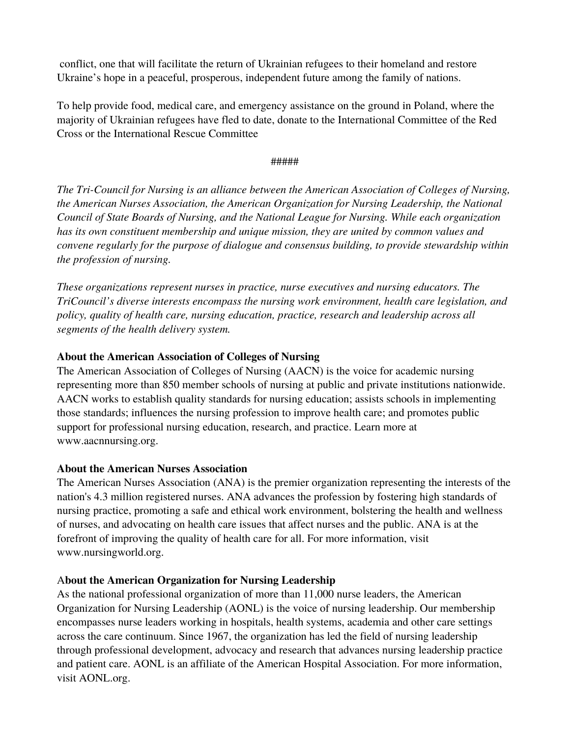conflict, one that will facilitate the return of Ukrainian refugees to their homeland and restore Ukraine's hope in a peaceful, prosperous, independent future among the family of nations.

To help provide food, medical care, and emergency assistance on the ground in Poland, where the majority of Ukrainian refugees have fled to date, donate to the International Committee of the Red Cross or the International Rescue Committee

#####

*The Tri-Council for Nursing is an alliance between the American Association of Colleges of Nursing, the American Nurses Association, the American Organization for Nursing Leadership, the National Council of State Boards of Nursing, and the National League for Nursing. While each organization has its own constituent membership and unique mission, they are united by common values and convene regularly for the purpose of dialogue and consensus building, to provide stewardship within the profession of nursing.*

*These organizations represent nurses in practice, nurse executives and nursing educators. The TriCouncil's diverse interests encompass the nursing work environment, health care legislation, and policy, quality of health care, nursing education, practice, research and leadership across all segments of the health delivery system.*

**About the American Association of Colleges of Nursing**

The American Association of Colleges of Nursing (AACN) is the voice for academic nursing representing more than 850 member schools of nursing at public and private institutions nationwide. AACN works to establish quality standards for nursing education; assists schools in implementing those standards; influences the nursing profession to improve health care; and promotes public support for professional nursing education, research, and practice. Learn more at www.aacnnursing.org.

**About the American Nurses Association**

The American Nurses Association (ANA) is the premier organization representing the interests of the nation's 4.3 million registered nurses. ANA advances the profession by fostering high standards of nursing practice, promoting a safe and ethical work environment, bolstering the health and wellness of nurses, and advocating on health care issues that affect nurses and the public. ANA is at the forefront of improving the quality of health care for all. For more information, visit www.nursingworld.org.

**About the American Organization for Nursing Leadership**

As the national professional organization of more than 11,000 nurse leaders, the American Organization for Nursing Leadership (AONL) is the voice of nursing leadership. Our membership encompasses nurse leaders working in hospitals, health systems, academia and other care settings across the care continuum. Since 1967, the organization has led the field of nursing leadership through professional development, advocacy and research that advances nursing leadership practice and patient care. AONL is an affiliate of the American Hospital Association. For more information, visit AONL.org.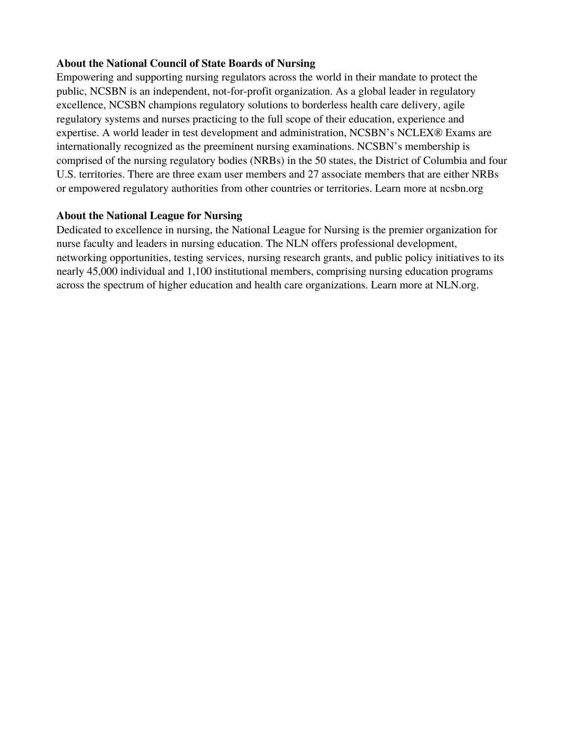**About the National Council of State Boards of Nursing**

Empowering and supporting nursing regulators across the world in their mandate to protect the public, NCSBN is an independent, not-for-profit organization. As a global leader in regulatory excellence, NCSBN champions regulatory solutions to borderless health care delivery, agile regulatory systems and nurses practicing to the full scope of their education, experience and expertise. A world leader in test development and administration, NCSBN's NCLEX® Exams are internationally recognized as the preeminent nursing examinations. NCSBN's membership is comprised of the nursing regulatory bodies (NRBs) in the 50 states, the District of Columbia and four U.S. territories. There are three exam user members and 27 associate members that are either NRBs or empowered regulatory authorities from other countries or territories. Learn more at ncsbn.org

**About the National League for Nursing**

Dedicated to excellence in nursing, the National League for Nursing is the premier organization for nurse faculty and leaders in nursing education. The NLN offers professional development, networking opportunities, testing services, nursing research grants, and public policy initiatives to its nearly 45,000 individual and 1,100 institutional members, comprising nursing education programs across the spectrum of higher education and health care organizations. Learn more at NLN.org.